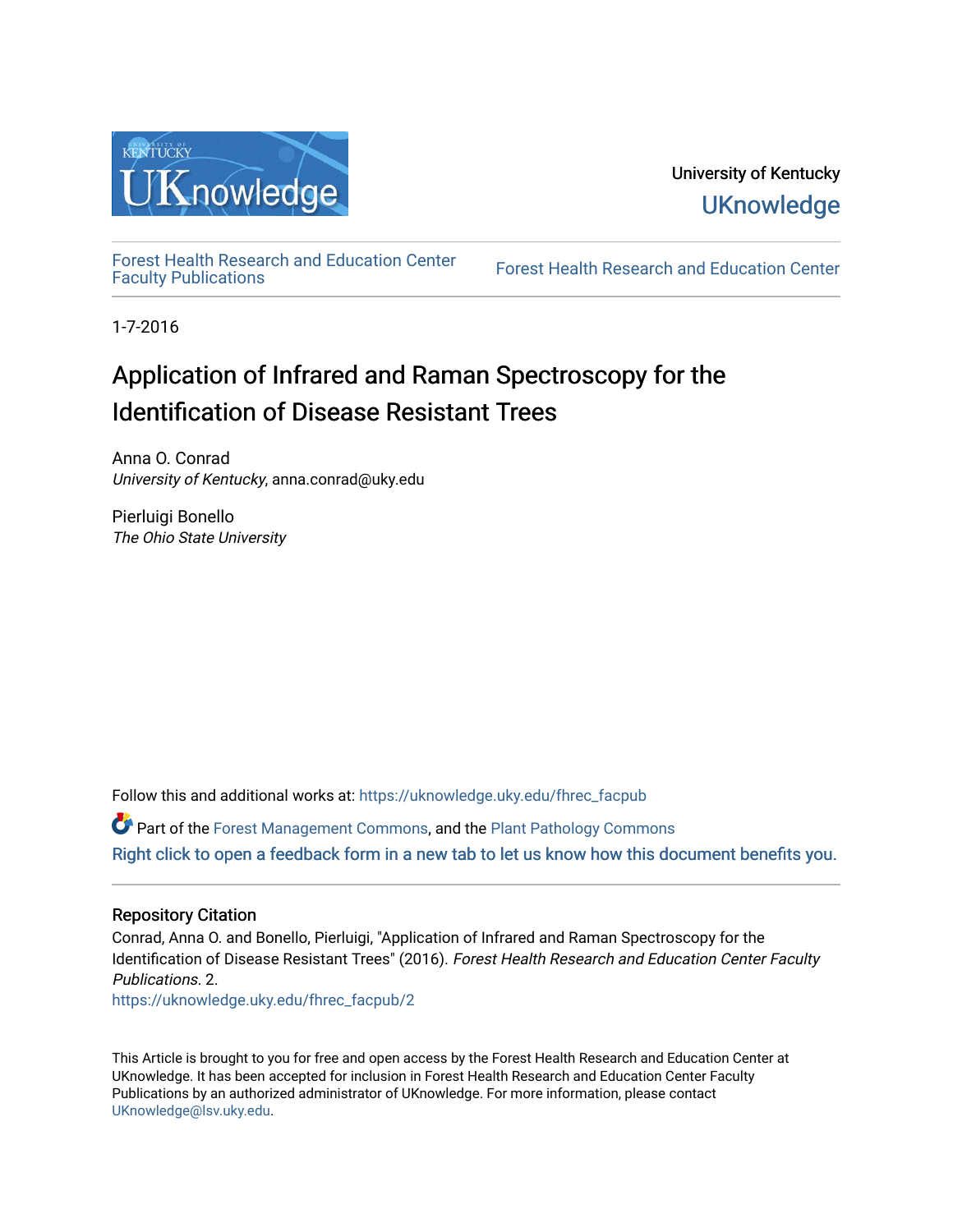University of Kentucky

UKnowledge

Forest Health Research and Education Center Faculty Publications

Forest Health Research and Education Center

1-7-2016

# Application of Infrared and Raman Spectroscopy for the Identification of Disease Resistant Trees

Anna O. Conrad
*University of Kentucky*, anna.conrad@uky.edu

Pierluigi Bonello
*The Ohio State University*

Follow this and additional works at: https://uknowledge.uky.edu/fhrec_facpub

Part of the Forest Management Commons, and the Plant Pathology Commons

Right click to open a feedback form in a new tab to let us know how this document benefits you.

## Repository Citation

Conrad, Anna O. and Bonello, Pierluigi, "Application of Infrared and Raman Spectroscopy for the Identification of Disease Resistant Trees" (2016). *Forest Health Research and Education Center Faculty Publications*. 2.
https://uknowledge.uky.edu/fhrec_facpub/2

This Article is brought to you for free and open access by the Forest Health Research and Education Center at UKnowledge. It has been accepted for inclusion in Forest Health Research and Education Center Faculty Publications by an authorized administrator of UKnowledge. For more information, please contact UKnowledge@lsv.uky.edu.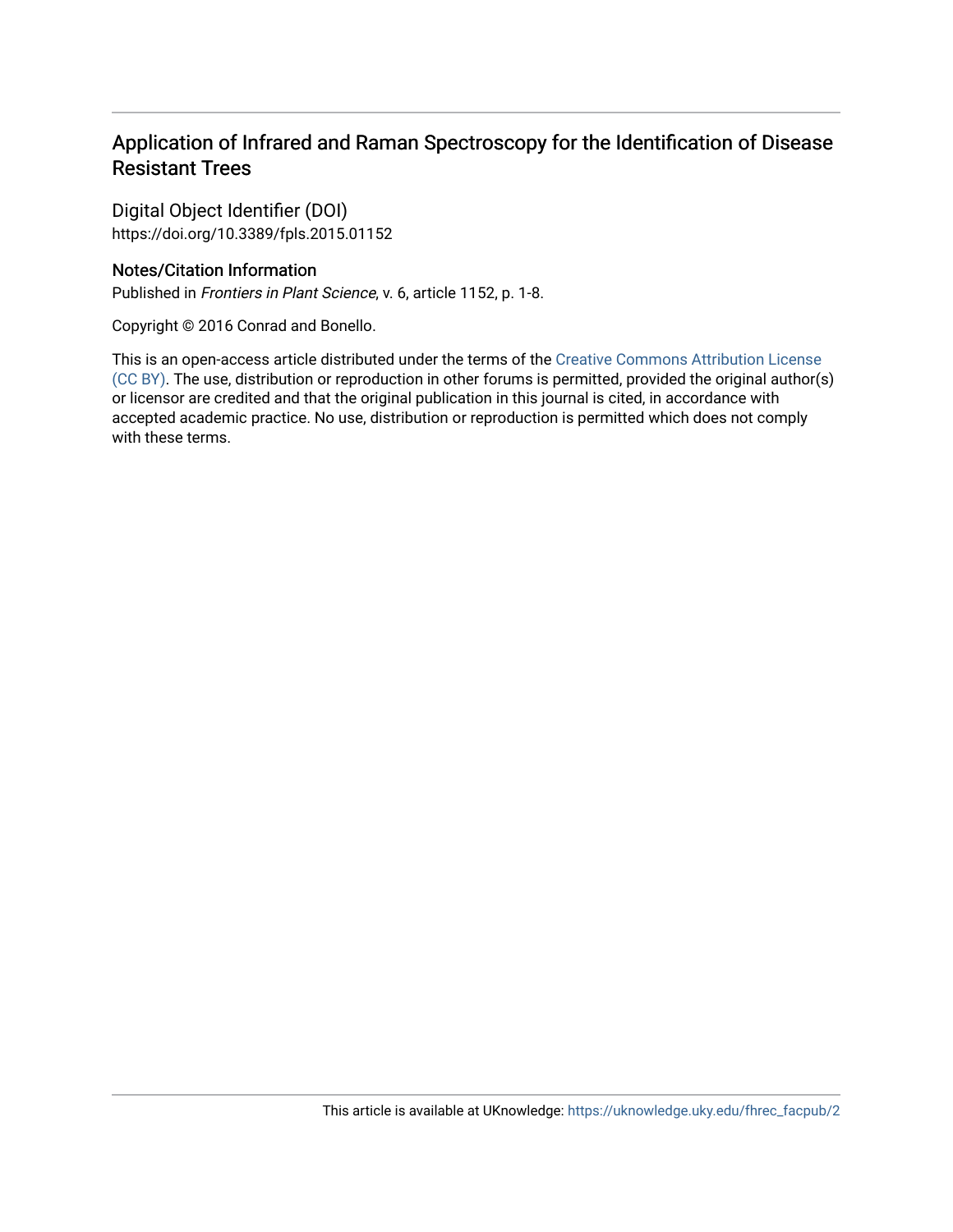# Application of Infrared and Raman Spectroscopy for the Identification of Disease Resistant Trees

Digital Object Identifier (DOI)
https://doi.org/10.3389/fpls.2015.01152

## Notes/Citation Information

Published in *Frontiers in Plant Science*, v. 6, article 1152, p. 1-8.

Copyright © 2016 Conrad and Bonello.

This is an open-access article distributed under the terms of the Creative Commons Attribution License (CC BY). The use, distribution or reproduction in other forums is permitted, provided the original author(s) or licensor are credited and that the original publication in this journal is cited, in accordance with accepted academic practice. No use, distribution or reproduction is permitted which does not comply with these terms.

This article is available at UKnowledge: https://uknowledge.uky.edu/fhrec_facpub/2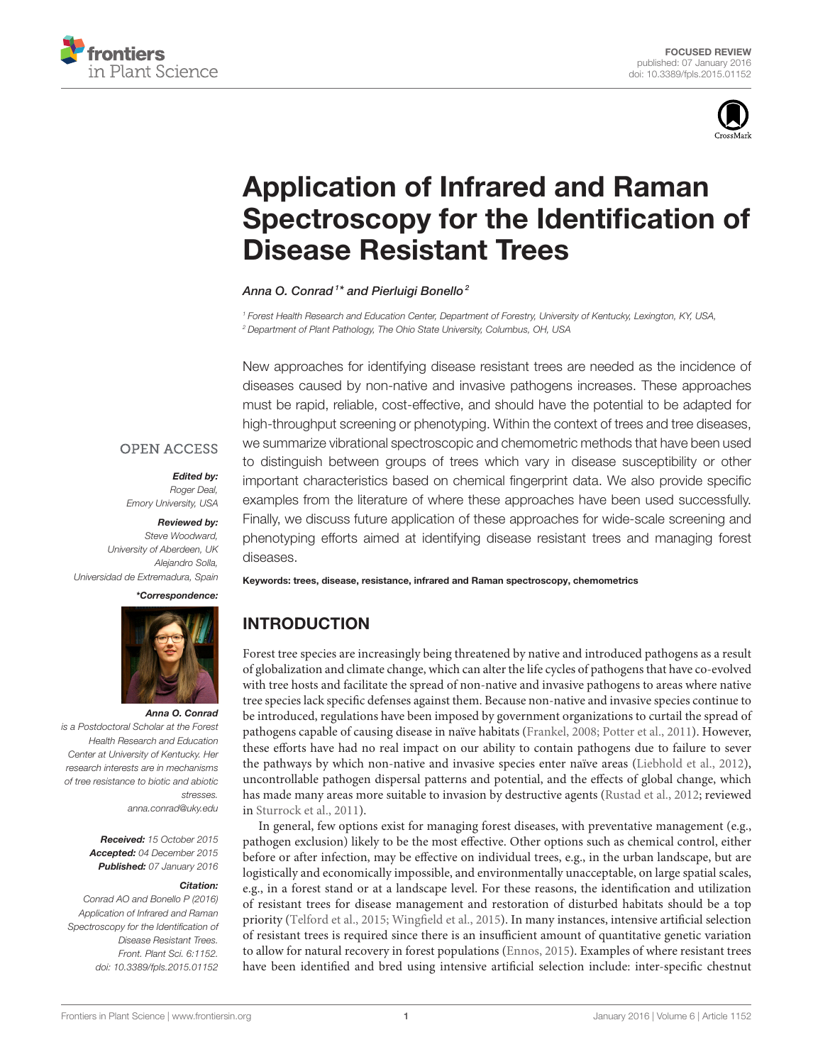# Application of Infrared and Raman Spectroscopy for the Identification of Disease Resistant Trees

*Anna O. Conrad[1]\* and Pierluigi Bonello[2]*

[1] Forest Health Research and Education Center, Department of Forestry, University of Kentucky, Lexington, KY, USA,
[2] Department of Plant Pathology, The Ohio State University, Columbus, OH, USA

New approaches for identifying disease resistant trees are needed as the incidence of diseases caused by non-native and invasive pathogens increases. These approaches must be rapid, reliable, cost-effective, and should have the potential to be adapted for high-throughput screening or phenotyping. Within the context of trees and tree diseases, we summarize vibrational spectroscopic and chemometric methods that have been used to distinguish between groups of trees which vary in disease susceptibility or other important characteristics based on chemical fingerprint data. We also provide specific examples from the literature of where these approaches have been used successfully. Finally, we discuss future application of these approaches for wide-scale screening and phenotyping efforts aimed at identifying disease resistant trees and managing forest diseases.

**Keywords: trees, disease, resistance, infrared and Raman spectroscopy, chemometrics**

OPEN ACCESS

***Edited by:***
*Roger Deal,*
*Emory University, USA*

***Reviewed by:***
*Steve Woodward,*
*University of Aberdeen, UK*
*Alejandro Solla,*
*Universidad de Extremadura, Spain*

***\*Correspondence:***

***Anna O. Conrad***
*is a Postdoctoral Scholar at the Forest Health Research and Education Center at University of Kentucky. Her research interests are in mechanisms of tree resistance to biotic and abiotic stresses.*
*anna.conrad@uky.edu*

***Received:*** *15 October 2015*
***Accepted:*** *04 December 2015*
***Published:*** *07 January 2016*

***Citation:***
*Conrad AO and Bonello P (2016) Application of Infrared and Raman Spectroscopy for the Identification of Disease Resistant Trees. Front. Plant Sci. 6:1152. doi: 10.3389/fpls.2015.01152*

## INTRODUCTION

Forest tree species are increasingly being threatened by native and introduced pathogens as a result of globalization and climate change, which can alter the life cycles of pathogens that have co-evolved with tree hosts and facilitate the spread of non-native and invasive pathogens to areas where native tree species lack specific defenses against them. Because non-native and invasive species continue to be introduced, regulations have been imposed by government organizations to curtail the spread of pathogens capable of causing disease in naïve habitats (Frankel, 2008; Potter et al., 2011). However, these efforts have had no real impact on our ability to contain pathogens due to failure to sever the pathways by which non-native and invasive species enter naïve areas (Liebhold et al., 2012), uncontrollable pathogen dispersal patterns and potential, and the effects of global change, which has made many areas more suitable to invasion by destructive agents (Rustad et al., 2012; reviewed in Sturrock et al., 2011).

In general, few options exist for managing forest diseases, with preventative management (e.g., pathogen exclusion) likely to be the most effective. Other options such as chemical control, either before or after infection, may be effective on individual trees, e.g., in the urban landscape, but are logistically and economically impossible, and environmentally unacceptable, on large spatial scales, e.g., in a forest stand or at a landscape level. For these reasons, the identification and utilization of resistant trees for disease management and restoration of disturbed habitats should be a top priority (Telford et al., 2015; Wingfield et al., 2015). In many instances, intensive artificial selection of resistant trees is required since there is an insufficient amount of quantitative genetic variation to allow for natural recovery in forest populations (Ennos, 2015). Examples of where resistant trees have been identified and bred using intensive artificial selection include: inter-specific chestnut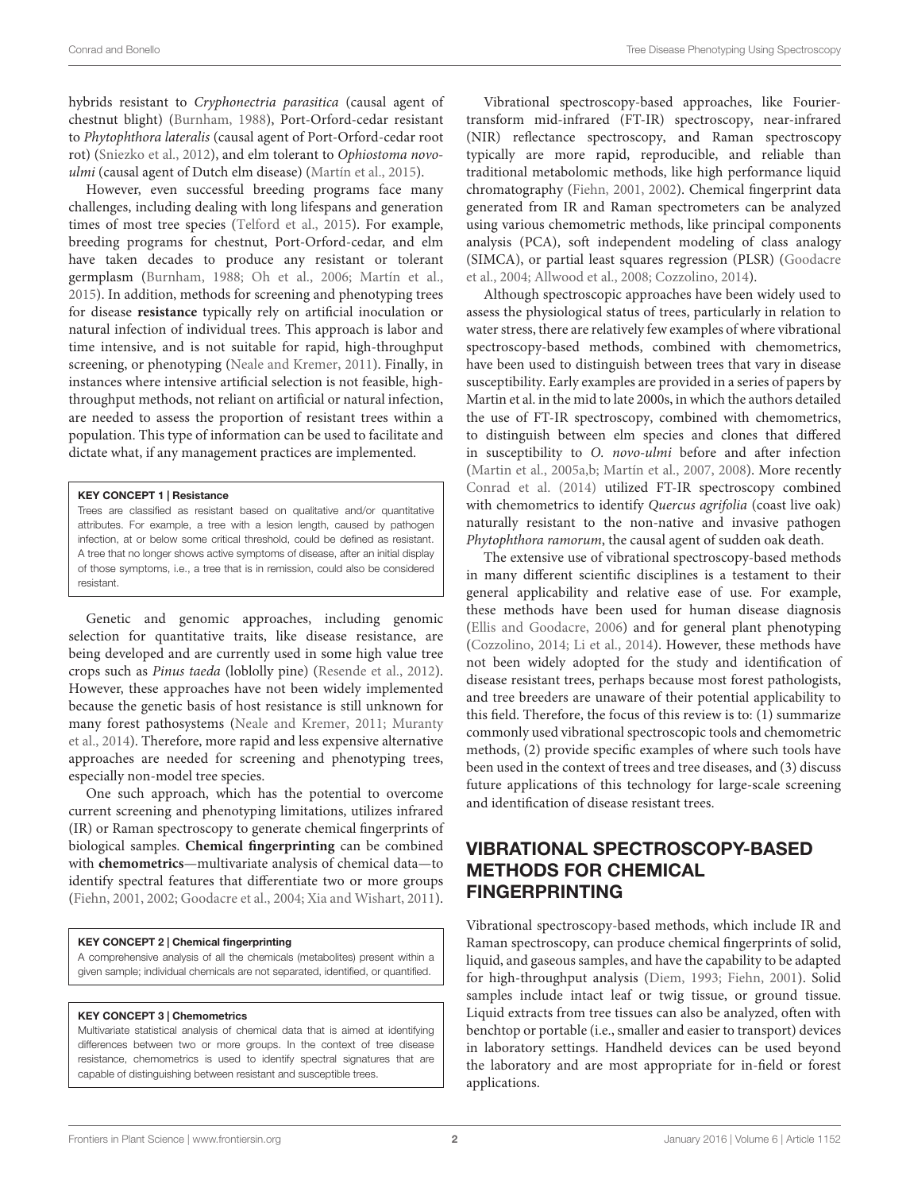hybrids resistant to *Cryphonectria parasitica* (causal agent of chestnut blight) (Burnham, 1988), Port-Orford-cedar resistant to *Phytophthora lateralis* (causal agent of Port-Orford-cedar root rot) (Sniezko et al., 2012), and elm tolerant to *Ophiostoma novo-ulmi* (causal agent of Dutch elm disease) (Martín et al., 2015).

However, even successful breeding programs face many challenges, including dealing with long lifespans and generation times of most tree species (Telford et al., 2015). For example, breeding programs for chestnut, Port-Orford-cedar, and elm have taken decades to produce any resistant or tolerant germplasm (Burnham, 1988; Oh et al., 2006; Martín et al., 2015). In addition, methods for screening and phenotyping trees for disease **resistance** typically rely on artificial inoculation or natural infection of individual trees. This approach is labor and time intensive, and is not suitable for rapid, high-throughput screening, or phenotyping (Neale and Kremer, 2011). Finally, in instances where intensive artificial selection is not feasible, high-throughput methods, not reliant on artificial or natural infection, are needed to assess the proportion of resistant trees within a population. This type of information can be used to facilitate and dictate what, if any management practices are implemented.

> **KEY CONCEPT 1 | Resistance**
>
> Trees are classified as resistant based on qualitative and/or quantitative attributes. For example, a tree with a lesion length, caused by pathogen infection, at or below some critical threshold, could be defined as resistant. A tree that no longer shows active symptoms of disease, after an initial display of those symptoms, i.e., a tree that is in remission, could also be considered resistant.

Genetic and genomic approaches, including genomic selection for quantitative traits, like disease resistance, are being developed and are currently used in some high value tree crops such as *Pinus taeda* (loblolly pine) (Resende et al., 2012). However, these approaches have not been widely implemented because the genetic basis of host resistance is still unknown for many forest pathosystems (Neale and Kremer, 2011; Muranty et al., 2014). Therefore, more rapid and less expensive alternative approaches are needed for screening and phenotyping trees, especially non-model tree species.

One such approach, which has the potential to overcome current screening and phenotyping limitations, utilizes infrared (IR) or Raman spectroscopy to generate chemical fingerprints of biological samples. **Chemical fingerprinting** can be combined with **chemometrics**—multivariate analysis of chemical data—to identify spectral features that differentiate two or more groups (Fiehn, 2001, 2002; Goodacre et al., 2004; Xia and Wishart, 2011).

> **KEY CONCEPT 2 | Chemical fingerprinting**
>
> A comprehensive analysis of all the chemicals (metabolites) present within a given sample; individual chemicals are not separated, identified, or quantified.

> **KEY CONCEPT 3 | Chemometrics**
>
> Multivariate statistical analysis of chemical data that is aimed at identifying differences between two or more groups. In the context of tree disease resistance, chemometrics is used to identify spectral signatures that are capable of distinguishing between resistant and susceptible trees.

Vibrational spectroscopy-based approaches, like Fourier-transform mid-infrared (FT-IR) spectroscopy, near-infrared (NIR) reflectance spectroscopy, and Raman spectroscopy typically are more rapid, reproducible, and reliable than traditional metabolomic methods, like high performance liquid chromatography (Fiehn, 2001, 2002). Chemical fingerprint data generated from IR and Raman spectrometers can be analyzed using various chemometric methods, like principal components analysis (PCA), soft independent modeling of class analogy (SIMCA), or partial least squares regression (PLSR) (Goodacre et al., 2004; Allwood et al., 2008; Cozzolino, 2014).

Although spectroscopic approaches have been widely used to assess the physiological status of trees, particularly in relation to water stress, there are relatively few examples of where vibrational spectroscopy-based methods, combined with chemometrics, have been used to distinguish between trees that vary in disease susceptibility. Early examples are provided in a series of papers by Martin et al. in the mid to late 2000s, in which the authors detailed the use of FT-IR spectroscopy, combined with chemometrics, to distinguish between elm species and clones that differed in susceptibility to *O. novo-ulmi* before and after infection (Martin et al., 2005a,b; Martín et al., 2007, 2008). More recently Conrad et al. (2014) utilized FT-IR spectroscopy combined with chemometrics to identify *Quercus agrifolia* (coast live oak) naturally resistant to the non-native and invasive pathogen *Phytophthora ramorum*, the causal agent of sudden oak death.

The extensive use of vibrational spectroscopy-based methods in many different scientific disciplines is a testament to their general applicability and relative ease of use. For example, these methods have been used for human disease diagnosis (Ellis and Goodacre, 2006) and for general plant phenotyping (Cozzolino, 2014; Li et al., 2014). However, these methods have not been widely adopted for the study and identification of disease resistant trees, perhaps because most forest pathologists, and tree breeders are unaware of their potential applicability to this field. Therefore, the focus of this review is to: (1) summarize commonly used vibrational spectroscopic tools and chemometric methods, (2) provide specific examples of where such tools have been used in the context of trees and tree diseases, and (3) discuss future applications of this technology for large-scale screening and identification of disease resistant trees.

## VIBRATIONAL SPECTROSCOPY-BASED METHODS FOR CHEMICAL FINGERPRINTING

Vibrational spectroscopy-based methods, which include IR and Raman spectroscopy, can produce chemical fingerprints of solid, liquid, and gaseous samples, and have the capability to be adapted for high-throughput analysis (Diem, 1993; Fiehn, 2001). Solid samples include intact leaf or twig tissue, or ground tissue. Liquid extracts from tree tissues can also be analyzed, often with benchtop or portable (i.e., smaller and easier to transport) devices in laboratory settings. Handheld devices can be used beyond the laboratory and are most appropriate for in-field or forest applications.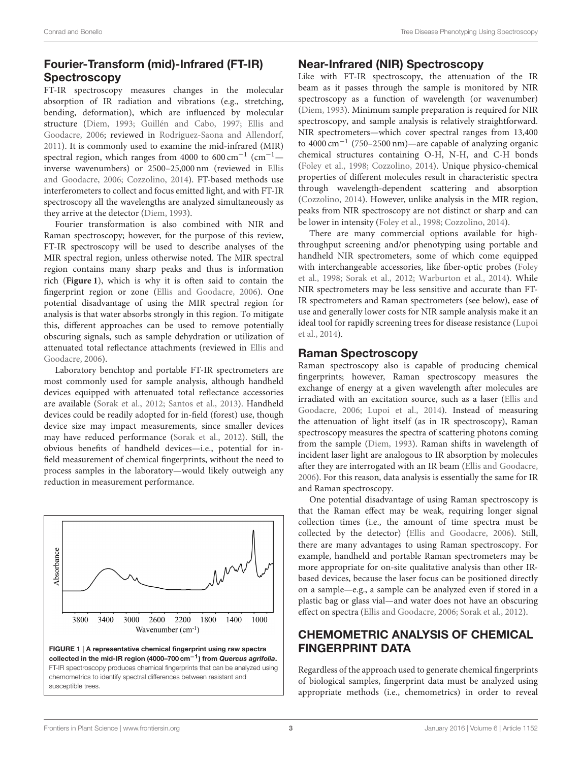## Fourier-Transform (mid)-Infrared (FT-IR) Spectroscopy

FT-IR spectroscopy measures changes in the molecular absorption of IR radiation and vibrations (e.g., stretching, bending, deformation), which are influenced by molecular structure (Diem, 1993; Guillén and Cabo, 1997; Ellis and Goodacre, 2006; reviewed in Rodriguez-Saona and Allendorf, 2011). It is commonly used to examine the mid-infrared (MIR) spectral region, which ranges from 4000 to 600 $cm^{-1}$ ($cm^{-1}$—inverse wavenumbers) or 2500–25,000 nm (reviewed in Ellis and Goodacre, 2006; Cozzolino, 2014). FT-based methods use interferometers to collect and focus emitted light, and with FT-IR spectroscopy all the wavelengths are analyzed simultaneously as they arrive at the detector (Diem, 1993).

Fourier transformation is also combined with NIR and Raman spectroscopy; however, for the purpose of this review, FT-IR spectroscopy will be used to describe analyses of the MIR spectral region, unless otherwise noted. The MIR spectral region contains many sharp peaks and thus is information rich (**Figure 1**), which is why it is often said to contain the fingerprint region or zone (Ellis and Goodacre, 2006). One potential disadvantage of using the MIR spectral region for analysis is that water absorbs strongly in this region. To mitigate this, different approaches can be used to remove potentially obscuring signals, such as sample dehydration or utilization of attenuated total reflectance attachments (reviewed in Ellis and Goodacre, 2006).

Laboratory benchtop and portable FT-IR spectrometers are most commonly used for sample analysis, although handheld devices equipped with attenuated total reflectance accessories are available (Sorak et al., 2012; Santos et al., 2013). Handheld devices could be readily adopted for in-field (forest) use, though device size may impact measurements, since smaller devices may have reduced performance (Sorak et al., 2012). Still, the obvious benefits of handheld devices—i.e., potential for in-field measurement of chemical fingerprints, without the need to process samples in the laboratory—would likely outweigh any reduction in measurement performance.

**FIGURE 1 | A representative chemical fingerprint using raw spectra collected in the mid-IR region (4000–700 $cm^{-1}$) from *Quercus agrifolia*.** FT-IR spectroscopy produces chemical fingerprints that can be analyzed using chemometrics to identify spectral differences between resistant and susceptible trees.

## Near-Infrared (NIR) Spectroscopy

Like with FT-IR spectroscopy, the attenuation of the IR beam as it passes through the sample is monitored by NIR spectroscopy as a function of wavelength (or wavenumber) (Diem, 1993). Minimum sample preparation is required for NIR spectroscopy, and sample analysis is relatively straightforward. NIR spectrometers—which cover spectral ranges from 13,400 to 4000 $cm^{-1}$ (750–2500 nm)—are capable of analyzing organic chemical structures containing O-H, N-H, and C-H bonds (Foley et al., 1998; Cozzolino, 2014). Unique physico-chemical properties of different molecules result in characteristic spectra through wavelength-dependent scattering and absorption (Cozzolino, 2014). However, unlike analysis in the MIR region, peaks from NIR spectroscopy are not distinct or sharp and can be lower in intensity (Foley et al., 1998; Cozzolino, 2014).

There are many commercial options available for high-throughput screening and/or phenotyping using portable and handheld NIR spectrometers, some of which come equipped with interchangeable accessories, like fiber-optic probes (Foley et al., 1998; Sorak et al., 2012; Warburton et al., 2014). While NIR spectrometers may be less sensitive and accurate than FT-IR spectrometers and Raman spectrometers (see below), ease of use and generally lower costs for NIR sample analysis make it an ideal tool for rapidly screening trees for disease resistance (Lupoi et al., 2014).

## Raman Spectroscopy

Raman spectroscopy also is capable of producing chemical fingerprints; however, Raman spectroscopy measures the exchange of energy at a given wavelength after molecules are irradiated with an excitation source, such as a laser (Ellis and Goodacre, 2006; Lupoi et al., 2014). Instead of measuring the attenuation of light itself (as in IR spectroscopy), Raman spectroscopy measures the spectra of scattering photons coming from the sample (Diem, 1993). Raman shifts in wavelength of incident laser light are analogous to IR absorption by molecules after they are interrogated with an IR beam (Ellis and Goodacre, 2006). For this reason, data analysis is essentially the same for IR and Raman spectroscopy.

One potential disadvantage of using Raman spectroscopy is that the Raman effect may be weak, requiring longer signal collection times (i.e., the amount of time spectra must be collected by the detector) (Ellis and Goodacre, 2006). Still, there are many advantages to using Raman spectroscopy. For example, handheld and portable Raman spectrometers may be more appropriate for on-site qualitative analysis than other IR-based devices, because the laser focus can be positioned directly on a sample—e.g., a sample can be analyzed even if stored in a plastic bag or glass vial—and water does not have an obscuring effect on spectra (Ellis and Goodacre, 2006; Sorak et al., 2012).

# CHEMOMETRIC ANALYSIS OF CHEMICAL FINGERPRINT DATA

Regardless of the approach used to generate chemical fingerprints of biological samples, fingerprint data must be analyzed using appropriate methods (i.e., chemometrics) in order to reveal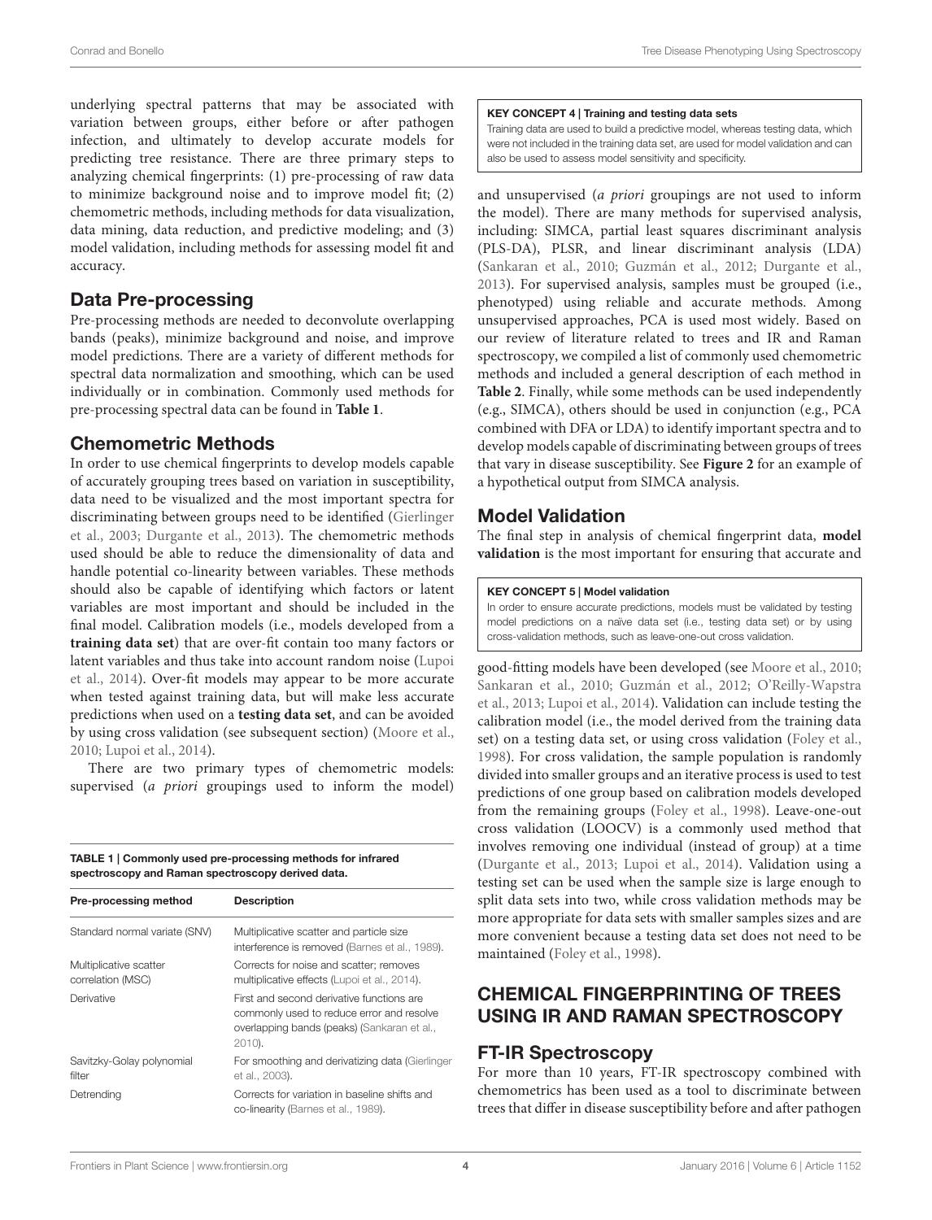underlying spectral patterns that may be associated with variation between groups, either before or after pathogen infection, and ultimately to develop accurate models for predicting tree resistance. There are three primary steps to analyzing chemical fingerprints: (1) pre-processing of raw data to minimize background noise and to improve model fit; (2) chemometric methods, including methods for data visualization, data mining, data reduction, and predictive modeling; and (3) model validation, including methods for assessing model fit and accuracy.

## Data Pre-processing

Pre-processing methods are needed to deconvolute overlapping bands (peaks), minimize background and noise, and improve model predictions. There are a variety of different methods for spectral data normalization and smoothing, which can be used individually or in combination. Commonly used methods for pre-processing spectral data can be found in **Table 1**.

## Chemometric Methods

In order to use chemical fingerprints to develop models capable of accurately grouping trees based on variation in susceptibility, data need to be visualized and the most important spectra for discriminating between groups need to be identified (Gierlinger et al., 2003; Durgante et al., 2013). The chemometric methods used should be able to reduce the dimensionality of data and handle potential co-linearity between variables. These methods should also be capable of identifying which factors or latent variables are most important and should be included in the final model. Calibration models (i.e., models developed from a **training data set**) that are over-fit contain too many factors or latent variables and thus take into account random noise (Lupoi et al., 2014). Over-fit models may appear to be more accurate when tested against training data, but will make less accurate predictions when used on a **testing data set**, and can be avoided by using cross validation (see subsequent section) (Moore et al., 2010; Lupoi et al., 2014).

There are two primary types of chemometric models: supervised (*a priori* groupings used to inform the model) and unsupervised (*a priori* groupings are not used to inform the model). There are many methods for supervised analysis, including: SIMCA, partial least squares discriminant analysis (PLS-DA), PLSR, and linear discriminant analysis (LDA) (Sankaran et al., 2010; Guzmán et al., 2012; Durgante et al., 2013). For supervised analysis, samples must be grouped (i.e., phenotyped) using reliable and accurate methods. Among unsupervised approaches, PCA is used most widely. Based on our review of literature related to trees and IR and Raman spectroscopy, we compiled a list of commonly used chemometric methods and included a general description of each method in **Table 2**. Finally, while some methods can be used independently (e.g., SIMCA), others should be used in conjunction (e.g., PCA combined with DFA or LDA) to identify important spectra and to develop models capable of discriminating between groups of trees that vary in disease susceptibility. See **Figure 2** for an example of a hypothetical output from SIMCA analysis.

**KEY CONCEPT 4 | Training and testing data sets**

Training data are used to build a predictive model, whereas testing data, which were not included in the training data set, are used for model validation and can also be used to assess model sensitivity and specificity.

**TABLE 1 | Commonly used pre-processing methods for infrared spectroscopy and Raman spectroscopy derived data.**

| Pre-processing method | Description |
|---|---|
| Standard normal variate (SNV) | Multiplicative scatter and particle size interference is removed (Barnes et al., 1989). |
| Multiplicative scatter correlation (MSC) | Corrects for noise and scatter; removes multiplicative effects (Lupoi et al., 2014). |
| Derivative | First and second derivative functions are commonly used to reduce error and resolve overlapping bands (peaks) (Sankaran et al., 2010). |
| Savitzky-Golay polynomial filter | For smoothing and derivatizing data (Gierlinger et al., 2003). |
| Detrending | Corrects for variation in baseline shifts and co-linearity (Barnes et al., 1989). |

## Model Validation

The final step in analysis of chemical fingerprint data, **model validation** is the most important for ensuring that accurate and good-fitting models have been developed (see Moore et al., 2010; Sankaran et al., 2010; Guzmán et al., 2012; O'Reilly-Wapstra et al., 2013; Lupoi et al., 2014). Validation can include testing the calibration model (i.e., the model derived from the training data set) on a testing data set, or using cross validation (Foley et al., 1998). For cross validation, the sample population is randomly divided into smaller groups and an iterative process is used to test predictions of one group based on calibration models developed from the remaining groups (Foley et al., 1998). Leave-one-out cross validation (LOOCV) is a commonly used method that involves removing one individual (instead of group) at a time (Durgante et al., 2013; Lupoi et al., 2014). Validation using a testing set can be used when the sample size is large enough to split data sets into two, while cross validation methods may be more appropriate for data sets with smaller samples sizes and are more convenient because a testing data set does not need to be maintained (Foley et al., 1998).

**KEY CONCEPT 5 | Model validation**

In order to ensure accurate predictions, models must be validated by testing model predictions on a naïve data set (i.e., testing data set) or by using cross-validation methods, such as leave-one-out cross validation.

# CHEMICAL FINGERPRINTING OF TREES USING IR AND RAMAN SPECTROSCOPY

## FT-IR Spectroscopy

For more than 10 years, FT-IR spectroscopy combined with chemometrics has been used as a tool to discriminate between trees that differ in disease susceptibility before and after pathogen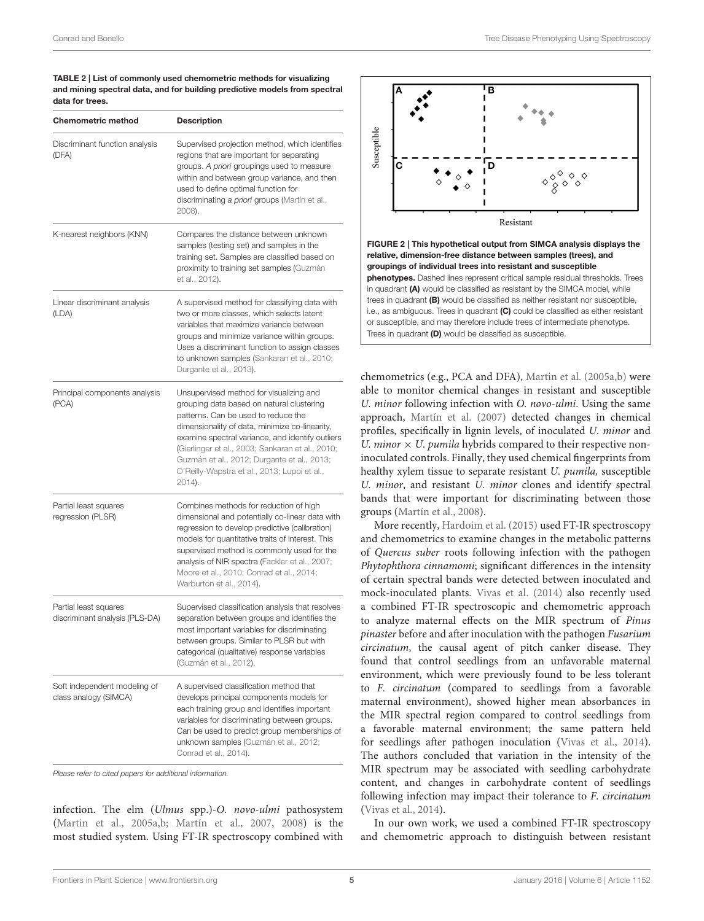**TABLE 2 | List of commonly used chemometric methods for visualizing and mining spectral data, and for building predictive models from spectral data for trees.**

| Chemometric method | Description |
|---|---|
| Discriminant function analysis (DFA) | Supervised projection method, which identifies regions that are important for separating groups. *A priori* groupings used to measure within and between group variance, and then used to define optimal function for discriminating *a priori* groups (Martín et al., 2008). |
| K-nearest neighbors (KNN) | Compares the distance between unknown samples (testing set) and samples in the training set. Samples are classified based on proximity to training set samples (Guzmán et al., 2012). |
| Linear discriminant analysis (LDA) | A supervised method for classifying data with two or more classes, which selects latent variables that maximize variance between groups and minimize variance within groups. Uses a discriminant function to assign classes to unknown samples (Sankaran et al., 2010; Durgante et al., 2013). |
| Principal components analysis (PCA) | Unsupervised method for visualizing and grouping data based on natural clustering patterns. Can be used to reduce the dimensionality of data, minimize co-linearity, examine spectral variance, and identify outliers (Gierlinger et al., 2003; Sankaran et al., 2010; Guzmán et al., 2012; Durgante et al., 2013; O'Reilly-Wapstra et al., 2013; Lupoi et al., 2014). |
| Partial least squares regression (PLSR) | Combines methods for reduction of high dimensional and potentially co-linear data with regression to develop predictive (calibration) models for quantitative traits of interest. This supervised method is commonly used for the analysis of NIR spectra (Fackler et al., 2007; Moore et al., 2010; Conrad et al., 2014; Warburton et al., 2014). |
| Partial least squares discriminant analysis (PLS-DA) | Supervised classification analysis that resolves separation between groups and identifies the most important variables for discriminating between groups. Similar to PLSR but with categorical (qualitative) response variables (Guzmán et al., 2012). |
| Soft independent modeling of class analogy (SIMCA) | A supervised classification method that develops principal components models for each training group and identifies important variables for discriminating between groups. Can be used to predict group memberships of unknown samples (Guzmán et al., 2012; Conrad et al., 2014). |

*Please refer to cited papers for additional information.*

**FIGURE 2 | This hypothetical output from SIMCA analysis displays the relative, dimension-free distance between samples (trees), and groupings of individual trees into resistant and susceptible phenotypes.** Dashed lines represent critical sample residual thresholds. Trees in quadrant **(A)** would be classified as resistant by the SIMCA model, while trees in quadrant **(B)** would be classified as neither resistant nor susceptible, i.e., as ambiguous. Trees in quadrant **(C)** could be classified as either resistant or susceptible, and may therefore include trees of intermediate phenotype. Trees in quadrant **(D)** would be classified as susceptible.

infection. The elm (*Ulmus* spp.)-*O. novo-ulmi* pathosystem (Martin et al., 2005a,b; Martín et al., 2007, 2008) is the most studied system. Using FT-IR spectroscopy combined with chemometrics (e.g., PCA and DFA), Martin et al. (2005a,b) were able to monitor chemical changes in resistant and susceptible *U. minor* following infection with *O. novo-ulmi*. Using the same approach, Martín et al. (2007) detected changes in chemical profiles, specifically in lignin levels, of inoculated *U. minor* and *U. minor* × *U. pumila* hybrids compared to their respective non-inoculated controls. Finally, they used chemical fingerprints from healthy xylem tissue to separate resistant *U. pumila,* susceptible *U. minor*, and resistant *U. minor* clones and identify spectral bands that were important for discriminating between those groups (Martín et al., 2008).

More recently, Hardoim et al. (2015) used FT-IR spectroscopy and chemometrics to examine changes in the metabolic patterns of *Quercus suber* roots following infection with the pathogen *Phytophthora cinnamomi*; significant differences in the intensity of certain spectral bands were detected between inoculated and mock-inoculated plants. Vivas et al. (2014) also recently used a combined FT-IR spectroscopic and chemometric approach to analyze maternal effects on the MIR spectrum of *Pinus pinaster* before and after inoculation with the pathogen *Fusarium circinatum*, the causal agent of pitch canker disease. They found that control seedlings from an unfavorable maternal environment, which were previously found to be less tolerant to *F. circinatum* (compared to seedlings from a favorable maternal environment), showed higher mean absorbances in the MIR spectral region compared to control seedlings from a favorable maternal environment; the same pattern held for seedlings after pathogen inoculation (Vivas et al., 2014). The authors concluded that variation in the intensity of the MIR spectrum may be associated with seedling carbohydrate content, and changes in carbohydrate content of seedlings following infection may impact their tolerance to *F. circinatum* (Vivas et al., 2014).

In our own work, we used a combined FT-IR spectroscopy and chemometric approach to distinguish between resistant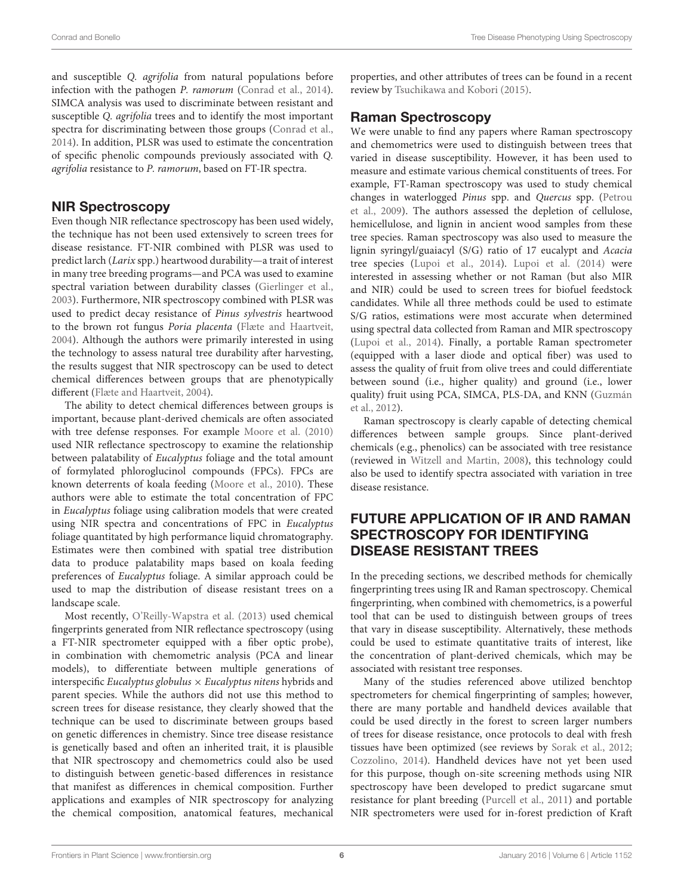and susceptible *Q. agrifolia* from natural populations before infection with the pathogen *P. ramorum* (Conrad et al., 2014). SIMCA analysis was used to discriminate between resistant and susceptible *Q. agrifolia* trees and to identify the most important spectra for discriminating between those groups (Conrad et al., 2014). In addition, PLSR was used to estimate the concentration of specific phenolic compounds previously associated with *Q. agrifolia* resistance to *P. ramorum*, based on FT-IR spectra.

## NIR Spectroscopy

Even though NIR reflectance spectroscopy has been used widely, the technique has not been used extensively to screen trees for disease resistance. FT-NIR combined with PLSR was used to predict larch (*Larix* spp.) heartwood durability—a trait of interest in many tree breeding programs—and PCA was used to examine spectral variation between durability classes (Gierlinger et al., 2003). Furthermore, NIR spectroscopy combined with PLSR was used to predict decay resistance of *Pinus sylvestris* heartwood to the brown rot fungus *Poria placenta* (Flæte and Haartveit, 2004). Although the authors were primarily interested in using the technology to assess natural tree durability after harvesting, the results suggest that NIR spectroscopy can be used to detect chemical differences between groups that are phenotypically different (Flæte and Haartveit, 2004).

The ability to detect chemical differences between groups is important, because plant-derived chemicals are often associated with tree defense responses. For example Moore et al. (2010) used NIR reflectance spectroscopy to examine the relationship between palatability of *Eucalyptus* foliage and the total amount of formylated phloroglucinol compounds (FPCs). FPCs are known deterrents of koala feeding (Moore et al., 2010). These authors were able to estimate the total concentration of FPC in *Eucalyptus* foliage using calibration models that were created using NIR spectra and concentrations of FPC in *Eucalyptus* foliage quantitated by high performance liquid chromatography. Estimates were then combined with spatial tree distribution data to produce palatability maps based on koala feeding preferences of *Eucalyptus* foliage. A similar approach could be used to map the distribution of disease resistant trees on a landscape scale.

Most recently, O'Reilly-Wapstra et al. (2013) used chemical fingerprints generated from NIR reflectance spectroscopy (using a FT-NIR spectrometer equipped with a fiber optic probe), in combination with chemometric analysis (PCA and linear models), to differentiate between multiple generations of interspecific *Eucalyptus globulus* × *Eucalyptus nitens* hybrids and parent species. While the authors did not use this method to screen trees for disease resistance, they clearly showed that the technique can be used to discriminate between groups based on genetic differences in chemistry. Since tree disease resistance is genetically based and often an inherited trait, it is plausible that NIR spectroscopy and chemometrics could also be used to distinguish between genetic-based differences in resistance that manifest as differences in chemical composition. Further applications and examples of NIR spectroscopy for analyzing the chemical composition, anatomical features, mechanical properties, and other attributes of trees can be found in a recent review by Tsuchikawa and Kobori (2015).

## Raman Spectroscopy

We were unable to find any papers where Raman spectroscopy and chemometrics were used to distinguish between trees that varied in disease susceptibility. However, it has been used to measure and estimate various chemical constituents of trees. For example, FT-Raman spectroscopy was used to study chemical changes in waterlogged *Pinus* spp. and *Quercus* spp. (Petrou et al., 2009). The authors assessed the depletion of cellulose, hemicellulose, and lignin in ancient wood samples from these tree species. Raman spectroscopy was also used to measure the lignin syringyl/guaiacyl (S/G) ratio of 17 eucalypt and *Acacia* tree species (Lupoi et al., 2014). Lupoi et al. (2014) were interested in assessing whether or not Raman (but also MIR and NIR) could be used to screen trees for biofuel feedstock candidates. While all three methods could be used to estimate S/G ratios, estimations were most accurate when determined using spectral data collected from Raman and MIR spectroscopy (Lupoi et al., 2014). Finally, a portable Raman spectrometer (equipped with a laser diode and optical fiber) was used to assess the quality of fruit from olive trees and could differentiate between sound (i.e., higher quality) and ground (i.e., lower quality) fruit using PCA, SIMCA, PLS-DA, and KNN (Guzmán et al., 2012).

Raman spectroscopy is clearly capable of detecting chemical differences between sample groups. Since plant-derived chemicals (e.g., phenolics) can be associated with tree resistance (reviewed in Witzell and Martin, 2008), this technology could also be used to identify spectra associated with variation in tree disease resistance.

# FUTURE APPLICATION OF IR AND RAMAN SPECTROSCOPY FOR IDENTIFYING DISEASE RESISTANT TREES

In the preceding sections, we described methods for chemically fingerprinting trees using IR and Raman spectroscopy. Chemical fingerprinting, when combined with chemometrics, is a powerful tool that can be used to distinguish between groups of trees that vary in disease susceptibility. Alternatively, these methods could be used to estimate quantitative traits of interest, like the concentration of plant-derived chemicals, which may be associated with resistant tree responses.

Many of the studies referenced above utilized benchtop spectrometers for chemical fingerprinting of samples; however, there are many portable and handheld devices available that could be used directly in the forest to screen larger numbers of trees for disease resistance, once protocols to deal with fresh tissues have been optimized (see reviews by Sorak et al., 2012; Cozzolino, 2014). Handheld devices have not yet been used for this purpose, though on-site screening methods using NIR spectroscopy have been developed to predict sugarcane smut resistance for plant breeding (Purcell et al., 2011) and portable NIR spectrometers were used for in-forest prediction of Kraft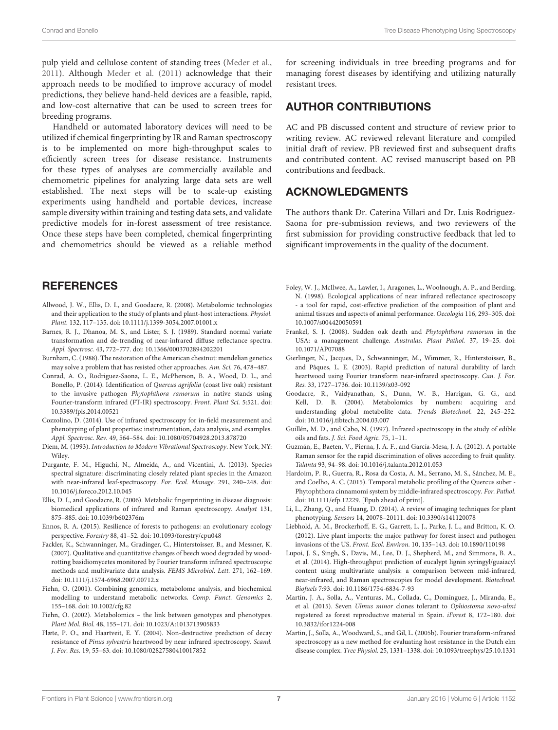pulp yield and cellulose content of standing trees (Meder et al., 2011). Although Meder et al. (2011) acknowledge that their approach needs to be modified to improve accuracy of model predictions, they believe hand-held devices are a feasible, rapid, and low-cost alternative that can be used to screen trees for breeding programs.

Handheld or automated laboratory devices will need to be utilized if chemical fingerprinting by IR and Raman spectroscopy is to be implemented on more high-throughput scales to efficiently screen trees for disease resistance. Instruments for these types of analyses are commercially available and chemometric pipelines for analyzing large data sets are well established. The next steps will be to scale-up existing experiments using handheld and portable devices, increase sample diversity within training and testing data sets, and validate predictive models for in-forest assessment of tree resistance. Once these steps have been completed, chemical fingerprinting and chemometrics should be viewed as a reliable method for screening individuals in tree breeding programs and for managing forest diseases by identifying and utilizing naturally resistant trees.

## AUTHOR CONTRIBUTIONS

AC and PB discussed content and structure of review prior to writing review. AC reviewed relevant literature and compiled initial draft of review. PB reviewed first and subsequent drafts and contributed content. AC revised manuscript based on PB contributions and feedback.

## ACKNOWLEDGMENTS

The authors thank Dr. Caterina Villari and Dr. Luis Rodriguez-Saona for pre-submission reviews, and two reviewers of the first submission for providing constructive feedback that led to significant improvements in the quality of the document.

## REFERENCES

Allwood, J. W., Ellis, D. I., and Goodacre, R. (2008). Metabolomic technologies and their application to the study of plants and plant-host interactions. *Physiol. Plant.* 132, 117–135. doi: 10.1111/j.1399-3054.2007.01001.x

Barnes, R. J., Dhanoa, M. S., and Lister, S. J. (1989). Standard normal variate transformation and de-trending of near-infrared diffuse reflectance spectra. *Appl. Spectrosc.* 43, 772–777. doi: 10.1366/0003702894202201

Burnham, C. (1988). The restoration of the American chestnut: mendelian genetics may solve a problem that has resisted other approaches. *Am. Sci.* 76, 478–487.

Conrad, A. O., Rodriguez-Saona, L. E., McPherson, B. A., Wood, D. L., and Bonello, P. (2014). Identification of *Quercus agrifolia* (coast live oak) resistant to the invasive pathogen *Phytophthora ramorum* in native stands using Fourier-transform infrared (FT-IR) spectroscopy. *Front. Plant Sci.* 5:521. doi: 10.3389/fpls.2014.00521

Cozzolino, D. (2014). Use of infrared spectroscopy for in-field measurement and phenotyping of plant properties: instrumentation, data analysis, and examples. *Appl. Spectrosc. Rev.* 49, 564–584. doi: 10.1080/05704928.2013.878720

Diem, M. (1993). *Introduction to Modern Vibrational Spectroscopy*. New York, NY: Wiley.

Durgante, F. M., Higuchi, N., Almeida, A., and Vicentini, A. (2013). Species spectral signature: discriminating closely related plant species in the Amazon with near-infrared leaf-spectroscopy. *For. Ecol. Manage.* 291, 240–248. doi: 10.1016/j.foreco.2012.10.045

Ellis, D. I., and Goodacre, R. (2006). Metabolic fingerprinting in disease diagnosis: biomedical applications of infrared and Raman spectroscopy. *Analyst* 131, 875–885. doi: 10.1039/b602376m

Ennos, R. A. (2015). Resilience of forests to pathogens: an evolutionary ecology perspective. *Forestry* 88, 41–52. doi: 10.1093/forestry/cpu048

Fackler, K., Schwanninger, M., Gradinger, C., Hinterstoisser, B., and Messner, K. (2007). Qualitative and quantitative changes of beech wood degraded by wood-rotting basidiomycetes monitored by Fourier transform infrared spectroscopic methods and multivariate data analysis. *FEMS Microbiol. Lett.* 271, 162–169. doi: 10.1111/j.1574-6968.2007.00712.x

Fiehn, O. (2001). Combining genomics, metabolome analysis, and biochemical modelling to understand metabolic networks. *Comp. Funct. Genomics* 2, 155–168. doi: 10.1002/cfg.82

Fiehn, O. (2002). Metabolomics – the link between genotypes and phenotypes. *Plant Mol. Biol.* 48, 155–171. doi: 10.1023/A:1013713905833

Flæte, P. O., and Haartveit, E. Y. (2004). Non-destructive prediction of decay resistance of *Pinus sylvestris* heartwood by near infrared spectroscopy. *Scand. J. For. Res.* 19, 55–63. doi: 10.1080/02827580410017852

Foley, W. J., McIlwee, A., Lawler, I., Aragones, L., Woolnough, A. P., and Berding, N. (1998). Ecological applications of near infrared reflectance spectroscopy - a tool for rapid, cost-effective prediction of the composition of plant and animal tissues and aspects of animal performance. *Oecologia* 116, 293–305. doi: 10.1007/s004420050591

Frankel, S. J. (2008). Sudden oak death and *Phytophthora ramorum* in the USA: a management challenge. *Australas. Plant Pathol.* 37, 19–25. doi: 10.1071/AP07088

Gierlinger, N., Jacques, D., Schwanninger, M., Wimmer, R., Hinterstoisser, B., and Pâques, L. E. (2003). Rapid prediction of natural durability of larch heartwood using Fourier transform near-infrared spectroscopy. *Can. J. For. Res.* 33, 1727–1736. doi: 10.1139/x03-092

Goodacre, R., Vaidyanathan, S., Dunn, W. B., Harrigan, G. G., and Kell, D. B. (2004). Metabolomics by numbers: acquiring and understanding global metabolite data. *Trends Biotechnol.* 22, 245–252. doi: 10.1016/j.tibtech.2004.03.007

Guillén, M. D., and Cabo, N. (1997). Infrared spectroscopy in the study of edible oils and fats. *J. Sci. Food Agric.* 75, 1–11.

Guzmán, E., Baeten, V., Pierna, J. A. F., and García-Mesa, J. A. (2012). A portable Raman sensor for the rapid discrimination of olives according to fruit quality. *Talanta* 93, 94–98. doi: 10.1016/j.talanta.2012.01.053

Hardoim, P. R., Guerra, R., Rosa da Costa, A. M., Serrano, M. S., Sánchez, M. E., and Coelho, A. C. (2015). Temporal metabolic profiling of the Quercus suber - Phytophthora cinnamomi system by middle-infrared spectroscopy. *For. Pathol.* doi: 10.1111/efp.12229. [Epub ahead of print].

Li, L., Zhang, Q., and Huang, D. (2014). A review of imaging techniques for plant phenotyping. *Sensors* 14, 20078–20111. doi: 10.3390/s141120078

Liebhold, A. M., Brockerhoff, E. G., Garrett, L. J., Parke, J. L., and Britton, K. O. (2012). Live plant imports: the major pathway for forest insect and pathogen invasions of the US. *Front. Ecol. Environ.* 10, 135–143. doi: 10.1890/110198

Lupoi, J. S., Singh, S., Davis, M., Lee, D. J., Shepherd, M., and Simmons, B. A., et al. (2014). High-throughput prediction of eucalypt lignin syringyl/guaiacyl content using multivariate analysis: a comparison between mid-infrared, near-infrared, and Raman spectroscopies for model development. *Biotechnol. Biofuels* 7:93. doi: 10.1186/1754-6834-7-93

Martín, J. A., Solla, A., Venturas, M., Collada, C., Domínguez, J., Miranda, E., et al. (2015). Seven *Ulmus minor* clones tolerant to *Ophiostoma novo-ulmi* registered as forest reproductive material in Spain. *iForest* 8, 172–180. doi: 10.3832/ifor1224-008

Martin, J., Solla, A., Woodward, S., and Gil, L. (2005b). Fourier transform-infrared spectroscopy as a new method for evaluating host resistance in the Dutch elm disease complex. *Tree Physiol.* 25, 1331–1338. doi: 10.1093/treephys/25.10.1331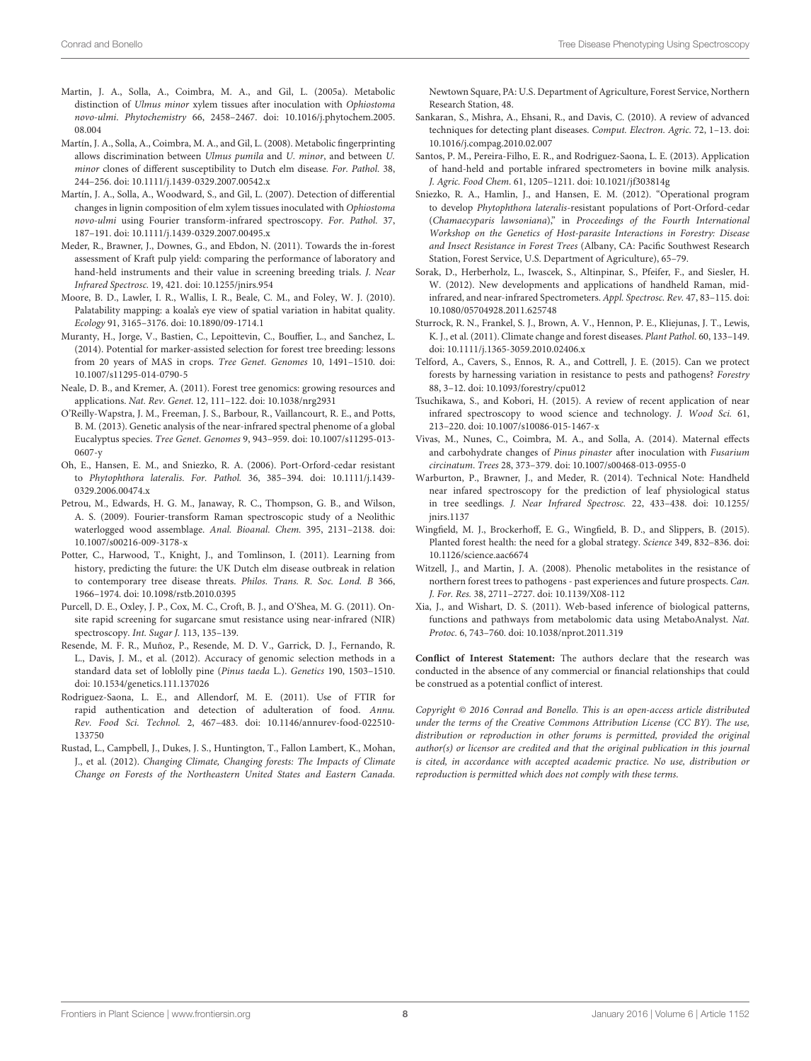Martin, J. A., Solla, A., Coimbra, M. A., and Gil, L. (2005a). Metabolic distinction of *Ulmus minor* xylem tissues after inoculation with *Ophiostoma novo-ulmi*. *Phytochemistry* 66, 2458–2467. doi: 10.1016/j.phytochem.2005.08.004

Martín, J. A., Solla, A., Coimbra, M. A., and Gil, L. (2008). Metabolic fingerprinting allows discrimination between *Ulmus pumila* and *U. minor*, and between *U. minor* clones of different susceptibility to Dutch elm disease. *For. Pathol.* 38, 244–256. doi: 10.1111/j.1439-0329.2007.00542.x

Martín, J. A., Solla, A., Woodward, S., and Gil, L. (2007). Detection of differential changes in lignin composition of elm xylem tissues inoculated with *Ophiostoma novo-ulmi* using Fourier transform-infrared spectroscopy. *For. Pathol.* 37, 187–191. doi: 10.1111/j.1439-0329.2007.00495.x

Meder, R., Brawner, J., Downes, G., and Ebdon, N. (2011). Towards the in-forest assessment of Kraft pulp yield: comparing the performance of laboratory and hand-held instruments and their value in screening breeding trials. *J. Near Infrared Spectrosc.* 19, 421. doi: 10.1255/jnirs.954

Moore, B. D., Lawler, I. R., Wallis, I. R., Beale, C. M., and Foley, W. J. (2010). Palatability mapping: a koala's eye view of spatial variation in habitat quality. *Ecology* 91, 3165–3176. doi: 10.1890/09-1714.1

Muranty, H., Jorge, V., Bastien, C., Lepoittevin, C., Bouffier, L., and Sanchez, L. (2014). Potential for marker-assisted selection for forest tree breeding: lessons from 20 years of MAS in crops. *Tree Genet. Genomes* 10, 1491–1510. doi: 10.1007/s11295-014-0790-5

Neale, D. B., and Kremer, A. (2011). Forest tree genomics: growing resources and applications. *Nat. Rev. Genet.* 12, 111–122. doi: 10.1038/nrg2931

O'Reilly-Wapstra, J. M., Freeman, J. S., Barbour, R., Vaillancourt, R. E., and Potts, B. M. (2013). Genetic analysis of the near-infrared spectral phenome of a global Eucalyptus species. *Tree Genet. Genomes* 9, 943–959. doi: 10.1007/s11295-013-0607-y

Oh, E., Hansen, E. M., and Sniezko, R. A. (2006). Port-Orford-cedar resistant to *Phytophthora lateralis*. *For. Pathol.* 36, 385–394. doi: 10.1111/j.1439-0329.2006.00474.x

Petrou, M., Edwards, H. G. M., Janaway, R. C., Thompson, G. B., and Wilson, A. S. (2009). Fourier-transform Raman spectroscopic study of a Neolithic waterlogged wood assemblage. *Anal. Bioanal. Chem.* 395, 2131–2138. doi: 10.1007/s00216-009-3178-x

Potter, C., Harwood, T., Knight, J., and Tomlinson, I. (2011). Learning from history, predicting the future: the UK Dutch elm disease outbreak in relation to contemporary tree disease threats. *Philos. Trans. R. Soc. Lond. B* 366, 1966–1974. doi: 10.1098/rstb.2010.0395

Purcell, D. E., Oxley, J. P., Cox, M. C., Croft, B. J., and O'Shea, M. G. (2011). On-site rapid screening for sugarcane smut resistance using near-infrared (NIR) spectroscopy. *Int. Sugar J.* 113, 135–139.

Resende, M. F. R., Muñoz, P., Resende, M. D. V., Garrick, D. J., Fernando, R. L., Davis, J. M., et al. (2012). Accuracy of genomic selection methods in a standard data set of loblolly pine (*Pinus taeda* L.). *Genetics* 190, 1503–1510. doi: 10.1534/genetics.111.137026

Rodriguez-Saona, L. E., and Allendorf, M. E. (2011). Use of FTIR for rapid authentication and detection of adulteration of food. *Annu. Rev. Food Sci. Technol.* 2, 467–483. doi: 10.1146/annurev-food-022510-133750

Rustad, L., Campbell, J., Dukes, J. S., Huntington, T., Fallon Lambert, K., Mohan, J., et al. (2012). *Changing Climate, Changing forests: The Impacts of Climate Change on Forests of the Northeastern United States and Eastern Canada.* Newtown Square, PA: U.S. Department of Agriculture, Forest Service, Northern Research Station, 48.

Sankaran, S., Mishra, A., Ehsani, R., and Davis, C. (2010). A review of advanced techniques for detecting plant diseases. *Comput. Electron. Agric.* 72, 1–13. doi: 10.1016/j.compag.2010.02.007

Santos, P. M., Pereira-Filho, E. R., and Rodriguez-Saona, L. E. (2013). Application of hand-held and portable infrared spectrometers in bovine milk analysis. *J. Agric. Food Chem.* 61, 1205–1211. doi: 10.1021/jf303814g

Sniezko, R. A., Hamlin, J., and Hansen, E. M. (2012). "Operational program to develop *Phytophthora lateralis*-resistant populations of Port-Orford-cedar (*Chamaecyparis lawsoniana*)," in *Proceedings of the Fourth International Workshop on the Genetics of Host-parasite Interactions in Forestry: Disease and Insect Resistance in Forest Trees* (Albany, CA: Pacific Southwest Research Station, Forest Service, U.S. Department of Agriculture), 65–79.

Sorak, D., Herberholz, L., Iwascek, S., Altinpinar, S., Pfeifer, F., and Siesler, H. W. (2012). New developments and applications of handheld Raman, mid-infrared, and near-infrared Spectrometers. *Appl. Spectrosc. Rev.* 47, 83–115. doi: 10.1080/05704928.2011.625748

Sturrock, R. N., Frankel, S. J., Brown, A. V., Hennon, P. E., Kliejunas, J. T., Lewis, K. J., et al. (2011). Climate change and forest diseases. *Plant Pathol.* 60, 133–149. doi: 10.1111/j.1365-3059.2010.02406.x

Telford, A., Cavers, S., Ennos, R. A., and Cottrell, J. E. (2015). Can we protect forests by harnessing variation in resistance to pests and pathogens? *Forestry* 88, 3–12. doi: 10.1093/forestry/cpu012

Tsuchikawa, S., and Kobori, H. (2015). A review of recent application of near infrared spectroscopy to wood science and technology. *J. Wood Sci.* 61, 213–220. doi: 10.1007/s10086-015-1467-x

Vivas, M., Nunes, C., Coimbra, M. A., and Solla, A. (2014). Maternal effects and carbohydrate changes of *Pinus pinaster* after inoculation with *Fusarium circinatum*. *Trees* 28, 373–379. doi: 10.1007/s00468-013-0955-0

Warburton, P., Brawner, J., and Meder, R. (2014). Technical Note: Handheld near infared spectroscopy for the prediction of leaf physiological status in tree seedlings. *J. Near Infrared Spectrosc.* 22, 433–438. doi: 10.1255/jnirs.1137

Wingfield, M. J., Brockerhoff, E. G., Wingfield, B. D., and Slippers, B. (2015). Planted forest health: the need for a global strategy. *Science* 349, 832–836. doi: 10.1126/science.aac6674

Witzell, J., and Martin, J. A. (2008). Phenolic metabolites in the resistance of northern forest trees to pathogens - past experiences and future prospects. *Can. J. For. Res.* 38, 2711–2727. doi: 10.1139/X08-112

Xia, J., and Wishart, D. S. (2011). Web-based inference of biological patterns, functions and pathways from metabolomic data using MetaboAnalyst. *Nat. Protoc.* 6, 743–760. doi: 10.1038/nprot.2011.319

**Conflict of Interest Statement:** The authors declare that the research was conducted in the absence of any commercial or financial relationships that could be construed as a potential conflict of interest.

*Copyright © 2016 Conrad and Bonello. This is an open-access article distributed under the terms of the Creative Commons Attribution License (CC BY). The use, distribution or reproduction in other forums is permitted, provided the original author(s) or licensor are credited and that the original publication in this journal is cited, in accordance with accepted academic practice. No use, distribution or reproduction is permitted which does not comply with these terms.*